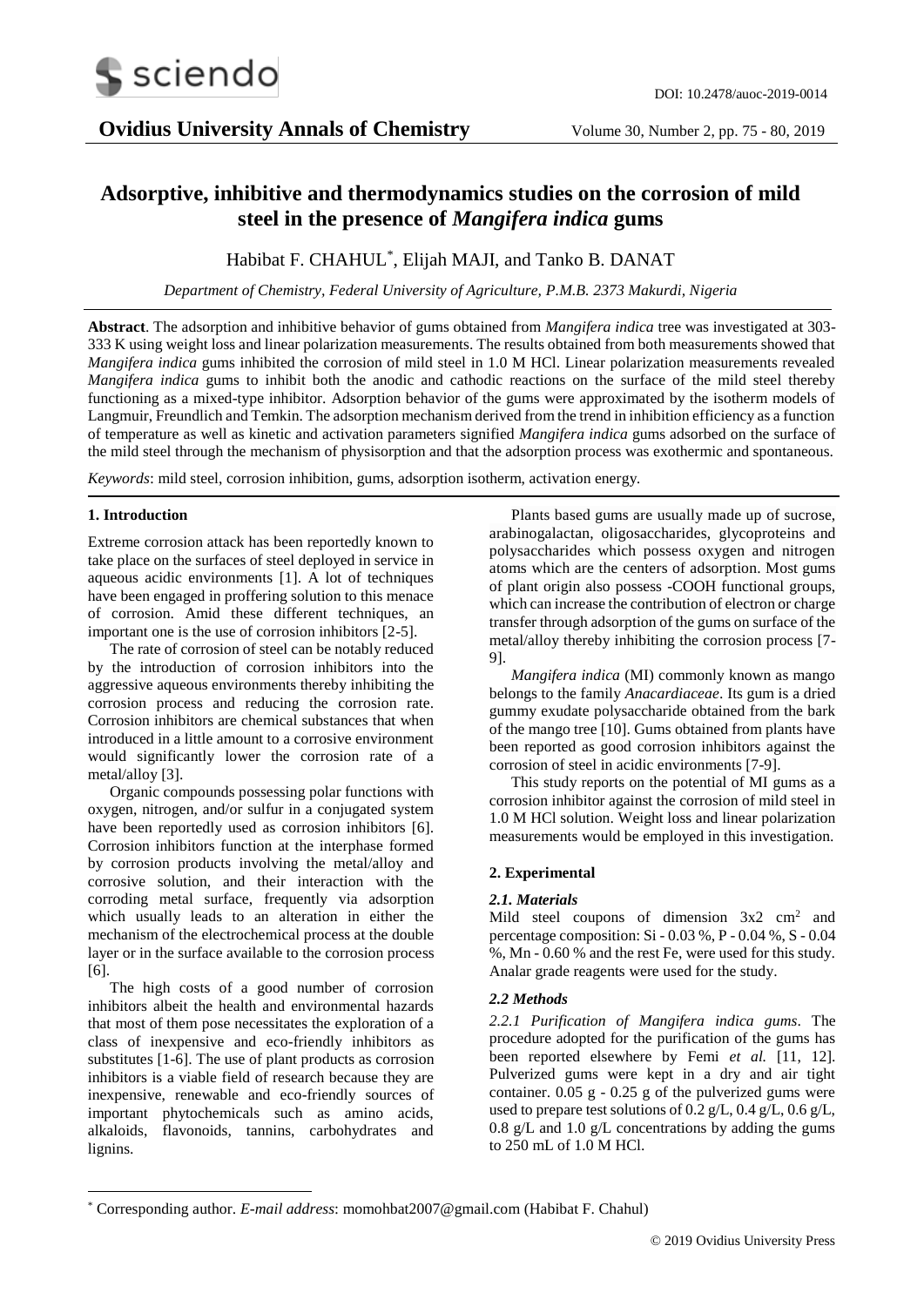# Adsorptive, inhibitive and thermodynamics studies on the corrosion of mild steel in the presence of *Mangifera indica* gums

Habibat F. CHAHUL*, Elijah MAJI, and Tanko B. DANAT

*Department of Chemistry, Federal University of Agriculture, P.M.B. 2373 Makurdi, Nigeria*

**Abstract**. The adsorption and inhibitive behavior of gums obtained from *Mangifera indica* tree was investigated at 303-333 K using weight loss and linear polarization measurements. The results obtained from both measurements showed that *Mangifera indica* gums inhibited the corrosion of mild steel in 1.0 M HCl. Linear polarization measurements revealed *Mangifera indica* gums to inhibit both the anodic and cathodic reactions on the surface of the mild steel thereby functioning as a mixed-type inhibitor. Adsorption behavior of the gums were approximated by the isotherm models of Langmuir, Freundlich and Temkin. The adsorption mechanism derived from the trend in inhibition efficiency as a function of temperature as well as kinetic and activation parameters signified *Mangifera indica* gums adsorbed on the surface of the mild steel through the mechanism of physisorption and that the adsorption process was exothermic and spontaneous.

*Keywords*: mild steel, corrosion inhibition, gums, adsorption isotherm, activation energy.

## 1. Introduction

Extreme corrosion attack has been reportedly known to take place on the surfaces of steel deployed in service in aqueous acidic environments [1]. A lot of techniques have been engaged in proffering solution to this menace of corrosion. Amid these different techniques, an important one is the use of corrosion inhibitors [2-5].

The rate of corrosion of steel can be notably reduced by the introduction of corrosion inhibitors into the aggressive aqueous environments thereby inhibiting the corrosion process and reducing the corrosion rate. Corrosion inhibitors are chemical substances that when introduced in a little amount to a corrosive environment would significantly lower the corrosion rate of a metal/alloy [3].

Organic compounds possessing polar functions with oxygen, nitrogen, and/or sulfur in a conjugated system have been reportedly used as corrosion inhibitors [6]. Corrosion inhibitors function at the interphase formed by corrosion products involving the metal/alloy and corrosive solution, and their interaction with the corroding metal surface, frequently via adsorption which usually leads to an alteration in either the mechanism of the electrochemical process at the double layer or in the surface available to the corrosion process [6].

The high costs of a good number of corrosion inhibitors albeit the health and environmental hazards that most of them pose necessitates the exploration of a class of inexpensive and eco-friendly inhibitors as substitutes [1-6]. The use of plant products as corrosion inhibitors is a viable field of research because they are inexpensive, renewable and eco-friendly sources of important phytochemicals such as amino acids, alkaloids, flavonoids, tannins, carbohydrates and lignins.

Plants based gums are usually made up of sucrose, arabinogalactan, oligosaccharides, glycoproteins and polysaccharides which possess oxygen and nitrogen atoms which are the centers of adsorption. Most gums of plant origin also possess -COOH functional groups, which can increase the contribution of electron or charge transfer through adsorption of the gums on surface of the metal/alloy thereby inhibiting the corrosion process [7-9].

*Mangifera indica* (MI) commonly known as mango belongs to the family *Anacardiaceae*. Its gum is a dried gummy exudate polysaccharide obtained from the bark of the mango tree [10]. Gums obtained from plants have been reported as good corrosion inhibitors against the corrosion of steel in acidic environments [7-9].

This study reports on the potential of MI gums as a corrosion inhibitor against the corrosion of mild steel in 1.0 M HCl solution. Weight loss and linear polarization measurements would be employed in this investigation.

## 2. Experimental

### *2.1. Materials*

Mild steel coupons of dimension 3x2 $cm^2$ and percentage composition: Si - 0.03 %, P - 0.04 %, S - 0.04 %, Mn - 0.60 % and the rest Fe, were used for this study. Analar grade reagents were used for the study.

### *2.2 Methods*

*2.2.1 Purification of Mangifera indica gums*. The procedure adopted for the purification of the gums has been reported elsewhere by Femi *et al.* [11, 12]. Pulverized gums were kept in a dry and air tight container. 0.05 g - 0.25 g of the pulverized gums were used to prepare test solutions of 0.2 g/L, 0.4 g/L, 0.6 g/L, 0.8 g/L and 1.0 g/L concentrations by adding the gums to 250 mL of 1.0 M HCl.

* Corresponding author. *E-mail address*: momohbat2007@gmail.com (Habibat F. Chahul)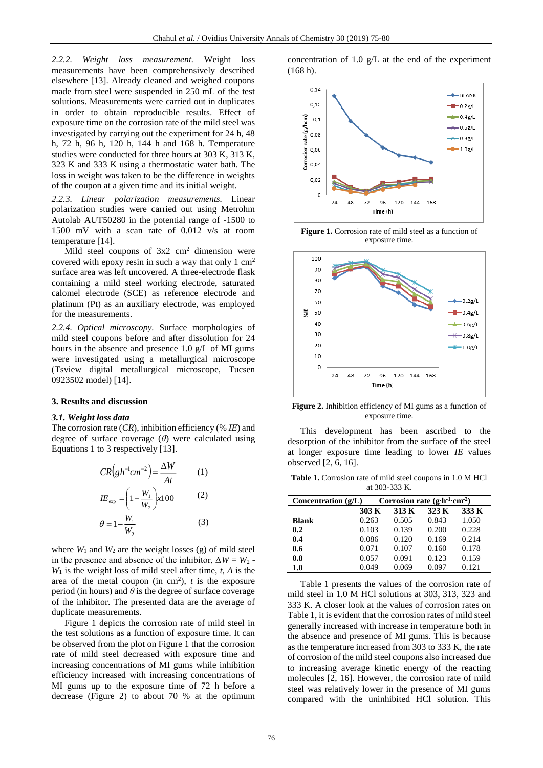*2.2.2. Weight loss measurement.* Weight loss measurements have been comprehensively described elsewhere [13]. Already cleaned and weighed coupons made from steel were suspended in 250 mL of the test solutions. Measurements were carried out in duplicates in order to obtain reproducible results. Effect of exposure time on the corrosion rate of the mild steel was investigated by carrying out the experiment for 24 h, 48 h, 72 h, 96 h, 120 h, 144 h and 168 h. Temperature studies were conducted for three hours at 303 K, 313 K, 323 K and 333 K using a thermostatic water bath. The loss in weight was taken to be the difference in weights of the coupon at a given time and its initial weight.

*2.2.3. Linear polarization measurements.* Linear polarization studies were carried out using Metrohm Autolab AUT50280 in the potential range of -1500 to 1500 mV with a scan rate of 0.012 v/s at room temperature [14].

Mild steel coupons of 3x2 $cm^2$ dimension were covered with epoxy resin in such a way that only 1 $cm^2$ surface area was left uncovered. A three-electrode flask containing a mild steel working electrode, saturated calomel electrode (SCE) as reference electrode and platinum (Pt) as an auxiliary electrode, was employed for the measurements.

*2.2.4. Optical microscopy.* Surface morphologies of mild steel coupons before and after dissolution for 24 hours in the absence and presence 1.0 g/L of MI gums were investigated using a metallurgical microscope (Tsview digital metallurgical microscope, Tucsen 0923502 model) [14].

## 3. Results and discussion

### *3.1. Weight loss data*

The corrosion rate (*CR*), inhibition efficiency (%*IE*) and degree of surface coverage ($\theta$) were calculated using Equations 1 to 3 respectively [13].

$$CR\left(gh^{-1}cm^{-2}\right)=\frac{\Delta W}{At} \qquad (1)$$

$$IE_{\exp}=\left(1-\frac{W_1}{W_2}\right)x100 \qquad (2)$$

$$\theta=1-\frac{W_1}{W_2} \qquad (3)$$

where $W_1$ and $W_2$ are the weight losses (g) of mild steel in the presence and absence of the inhibitor, $\Delta W = W_2 - W_1$ is the weight loss of mild steel after time, *t*, *A* is the area of the metal coupon (in $cm^2$), *t* is the exposure period (in hours) and $\theta$ is the degree of surface coverage of the inhibitor. The presented data are the average of duplicate measurements.

Figure 1 depicts the corrosion rate of mild steel in the test solutions as a function of exposure time. It can be observed from the plot on Figure 1 that the corrosion rate of mild steel decreased with exposure time and increasing concentrations of MI gums while inhibition efficiency increased with increasing concentrations of MI gums up to the exposure time of 72 h before a decrease (Figure 2) to about 70 % at the optimum concentration of 1.0 g/L at the end of the experiment (168 h).

**Figure 1.** Corrosion rate of mild steel as a function of exposure time.

**Figure 2.** Inhibition efficiency of MI gums as a function of exposure time.

This development has been ascribed to the desorption of the inhibitor from the surface of the steel at longer exposure time leading to lower *IE* values observed [2, 6, 16].

**Table 1.** Corrosion rate of mild steel coupons in 1.0 M HCl at 303-333 K.

| Concentration (g/L) | Corrosion rate ($g{\cdot}h^{-1}{\cdot}cm^{-2}$) | | | |
|---|---|---|---|---|
| | 303 K | 313 K | 323 K | 333 K |
| **Blank** | 0.263 | 0.505 | 0.843 | 1.050 |
| **0.2** | 0.103 | 0.139 | 0.200 | 0.228 |
| **0.4** | 0.086 | 0.120 | 0.169 | 0.214 |
| **0.6** | 0.071 | 0.107 | 0.160 | 0.178 |
| **0.8** | 0.057 | 0.091 | 0.123 | 0.159 |
| **1.0** | 0.049 | 0.069 | 0.097 | 0.121 |

Table 1 presents the values of the corrosion rate of mild steel in 1.0 M HCl solutions at 303, 313, 323 and 333 K. A closer look at the values of corrosion rates on Table 1, it is evident that the corrosion rates of mild steel generally increased with increase in temperature both in the absence and presence of MI gums. This is because as the temperature increased from 303 to 333 K, the rate of corrosion of the mild steel coupons also increased due to increasing average kinetic energy of the reacting molecules [2, 16]. However, the corrosion rate of mild steel was relatively lower in the presence of MI gums compared with the uninhibited HCl solution. This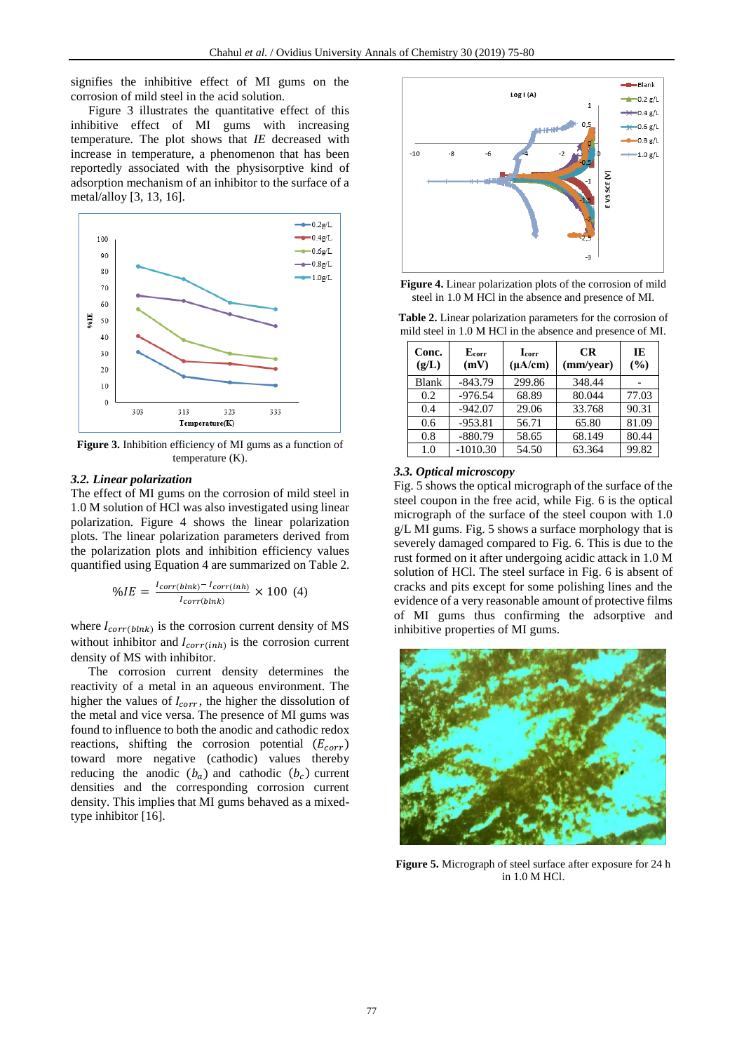signifies the inhibitive effect of MI gums on the corrosion of mild steel in the acid solution.

Figure 3 illustrates the quantitative effect of this inhibitive effect of MI gums with increasing temperature. The plot shows that *IE* decreased with increase in temperature, a phenomenon that has been reportedly associated with the physisorptive kind of adsorption mechanism of an inhibitor to the surface of a metal/alloy [3, 13, 16].

**Figure 3.** Inhibition efficiency of MI gums as a function of temperature (K).

### *3.2. Linear polarization*

The effect of MI gums on the corrosion of mild steel in 1.0 M solution of HCl was also investigated using linear polarization. Figure 4 shows the linear polarization plots. The linear polarization parameters derived from the polarization plots and inhibition efficiency values quantified using Equation 4 are summarized on Table 2.

$$\%IE = \frac{I_{corr(blnk)} - I_{corr(inh)}}{I_{corr(blnk)}} \times 100 \quad (4)$$

where $I_{corr(blnk)}$ is the corrosion current density of MS without inhibitor and $I_{corr(inh)}$ is the corrosion current density of MS with inhibitor.

The corrosion current density determines the reactivity of a metal in an aqueous environment. The higher the values of $I_{corr}$, the higher the dissolution of the metal and vice versa. The presence of MI gums was found to influence to both the anodic and cathodic redox reactions, shifting the corrosion potential ($E_{corr}$) toward more negative (cathodic) values thereby reducing the anodic ($b_a$) and cathodic ($b_c$) current densities and the corresponding corrosion current density. This implies that MI gums behaved as a mixed-type inhibitor [16].

**Figure 4.** Linear polarization plots of the corrosion of mild steel in 1.0 M HCl in the absence and presence of MI.

**Table 2.** Linear polarization parameters for the corrosion of mild steel in 1.0 M HCl in the absence and presence of MI.

| Conc. (g/L) | $E_{corr}$ (mV) | $I_{corr}$ (μA/cm) | CR (mm/year) | IE (%) |
|---|---|---|---|---|
| Blank | -843.79 | 299.86 | 348.44 | - |
| 0.2 | -976.54 | 68.89 | 80.044 | 77.03 |
| 0.4 | -942.07 | 29.06 | 33.768 | 90.31 |
| 0.6 | -953.81 | 56.71 | 65.80 | 81.09 |
| 0.8 | -880.79 | 58.65 | 68.149 | 80.44 |
| 1.0 | -1010.30 | 54.50 | 63.364 | 99.82 |

### *3.3. Optical microscopy*

Fig. 5 shows the optical micrograph of the surface of the steel coupon in the free acid, while Fig. 6 is the optical micrograph of the surface of the steel coupon with 1.0 g/L MI gums. Fig. 5 shows a surface morphology that is severely damaged compared to Fig. 6. This is due to the rust formed on it after undergoing acidic attack in 1.0 M solution of HCl. The steel surface in Fig. 6 is absent of cracks and pits except for some polishing lines and the evidence of a very reasonable amount of protective films of MI gums thus confirming the adsorptive and inhibitive properties of MI gums.

**Figure 5.** Micrograph of steel surface after exposure for 24 h in 1.0 M HCl.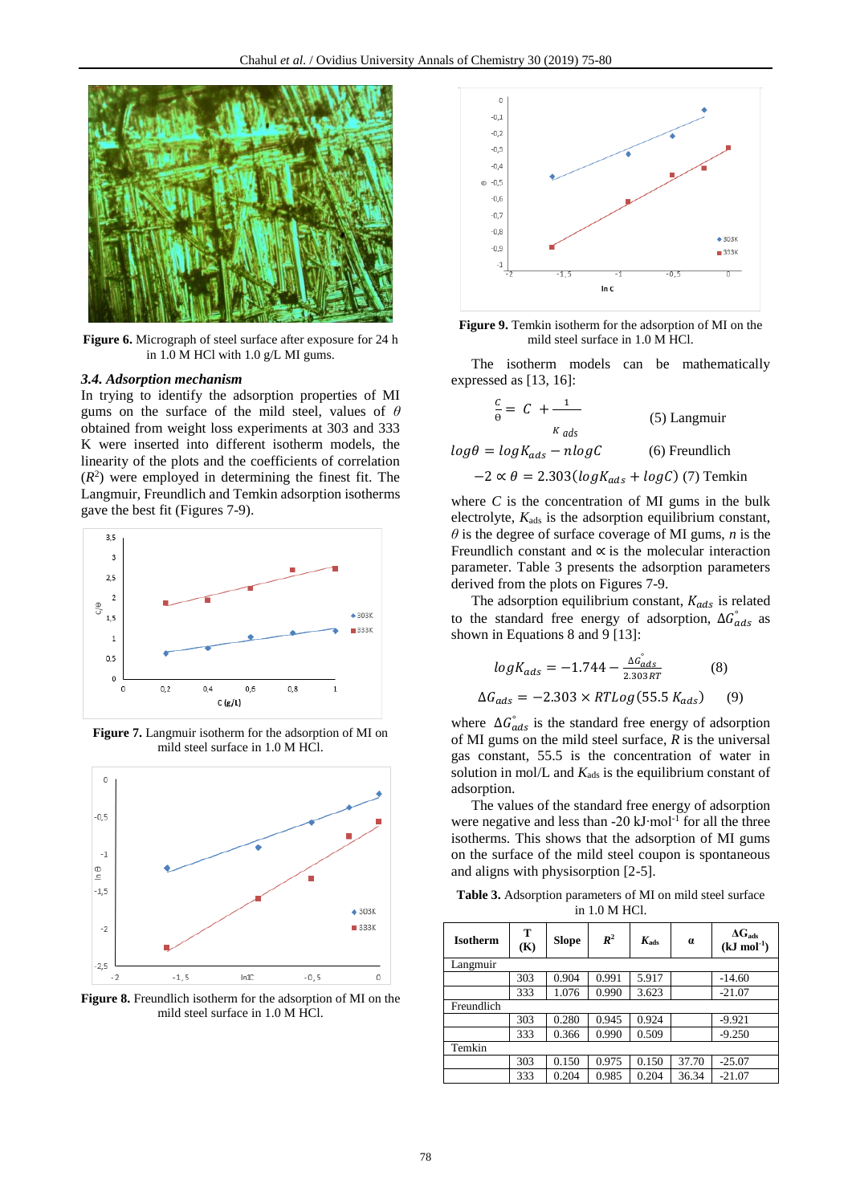**Figure 6.** Micrograph of steel surface after exposure for 24 h in 1.0 M HCl with 1.0 g/L MI gums.

### *3.4. Adsorption mechanism*

In trying to identify the adsorption properties of MI gums on the surface of the mild steel, values of $\theta$ obtained from weight loss experiments at 303 and 333 K were inserted into different isotherm models, the linearity of the plots and the coefficients of correlation ($R^2$) were employed in determining the finest fit. The Langmuir, Freundlich and Temkin adsorption isotherms gave the best fit (Figures 7-9).

**Figure 7.** Langmuir isotherm for the adsorption of MI on mild steel surface in 1.0 M HCl.

**Figure 8.** Freundlich isotherm for the adsorption of MI on the mild steel surface in 1.0 M HCl.

**Figure 9.** Temkin isotherm for the adsorption of MI on the mild steel surface in 1.0 M HCl.

The isotherm models can be mathematically expressed as [13, 16]:

$$\frac{C}{\theta} = C + \frac{1}{K_{ads}} \qquad (5) \text{ Langmuir}$$

$$\log\theta = \log K_{ads} - n\log C \qquad (6) \text{ Freundlich}$$

$$-2 \propto \theta = 2.303(\log K_{ads} + \log C) \qquad (7) \text{ Temkin}$$

where $C$ is the concentration of MI gums in the bulk electrolyte, $K_{ads}$ is the adsorption equilibrium constant, $\theta$ is the degree of surface coverage of MI gums, $n$ is the Freundlich constant and $\propto$ is the molecular interaction parameter. Table 3 presents the adsorption parameters derived from the plots on Figures 7-9.

The adsorption equilibrium constant, $K_{ads}$ is related to the standard free energy of adsorption, $\Delta G^{\circ}_{ads}$ as shown in Equations 8 and 9 [13]:

$$\log K_{ads} = -1.744 - \frac{\Delta G^{\circ}_{ads}}{2.303RT} \qquad (8)$$

$$\Delta G_{ads} = -2.303 \times RT\log(55.5\,K_{ads}) \qquad (9)$$

where $\Delta G^{\circ}_{ads}$ is the standard free energy of adsorption of MI gums on the mild steel surface, $R$ is the universal gas constant, 55.5 is the concentration of water in solution in mol/L and $K_{ads}$ is the equilibrium constant of adsorption.

The values of the standard free energy of adsorption were negative and less than -20 kJ·mol$^{-1}$ for all the three isotherms. This shows that the adsorption of MI gums on the surface of the mild steel coupon is spontaneous and aligns with physisorption [2-5].

**Table 3.** Adsorption parameters of MI on mild steel surface in 1.0 M HCl.

| Isotherm | T (K) | Slope | $R^2$ | $K_{ads}$ | α | $\Delta G_{ads}$ (kJ mol$^{-1}$) |
|---|---|---|---|---|---|---|
| Langmuir | | | | | | |
| | 303 | 0.904 | 0.991 | 5.917 | | -14.60 |
| | 333 | 1.076 | 0.990 | 3.623 | | -21.07 |
| Freundlich | | | | | | |
| | 303 | 0.280 | 0.945 | 0.924 | | -9.921 |
| | 333 | 0.366 | 0.990 | 0.509 | | -9.250 |
| Temkin | | | | | | |
| | 303 | 0.150 | 0.975 | 0.150 | 37.70 | -25.07 |
| | 333 | 0.204 | 0.985 | 0.204 | 36.34 | -21.07 |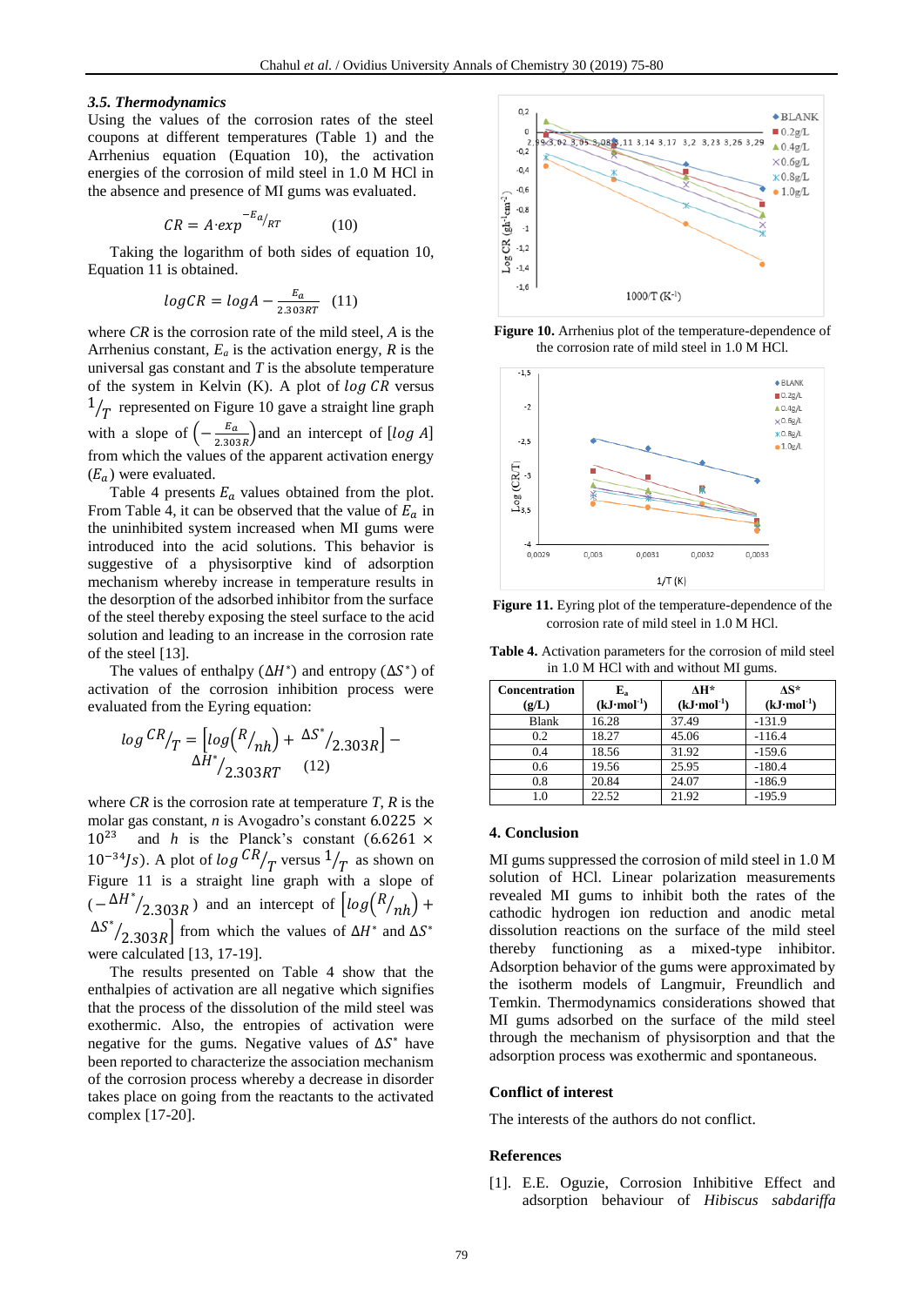### 3.5. Thermodynamics

Using the values of the corrosion rates of the steel coupons at different temperatures (Table 1) and the Arrhenius equation (Equation 10), the activation energies of the corrosion of mild steel in 1.0 M HCl in the absence and presence of MI gums was evaluated.

$$CR = A{\cdot}exp^{-E_a/RT} \qquad (10)$$

Taking the logarithm of both sides of equation 10, Equation 11 is obtained.

$$logCR = logA - \frac{E_a}{2.303RT} \qquad (11)$$

where *CR* is the corrosion rate of the mild steel, *A* is the Arrhenius constant, $E_a$ is the activation energy, *R* is the universal gas constant and *T* is the absolute temperature of the system in Kelvin (K). A plot of $log\ CR$ versus $^1/_T$ represented on Figure 10 gave a straight line graph with a slope of $\left(-\frac{E_a}{2.303R}\right)$ and an intercept of $[log\ A]$ from which the values of the apparent activation energy $(E_a)$ were evaluated.

Table 4 presents $E_a$ values obtained from the plot. From Table 4, it can be observed that the value of $E_a$ in the uninhibited system increased when MI gums were introduced into the acid solutions. This behavior is suggestive of a physisorptive kind of adsorption mechanism whereby increase in temperature results in the desorption of the adsorbed inhibitor from the surface of the steel thereby exposing the steel surface to the acid solution and leading to an increase in the corrosion rate of the steel [13].

The values of enthalpy $(\Delta H^*)$ and entropy $(\Delta S^*)$ of activation of the corrosion inhibition process were evaluated from the Eyring equation:

$$log\ {^{CR}/_T} = \left[log\left({^R/_{nh}}\right) + {^{\Delta S^*}/_{2.303R}}\right] - {^{\Delta H^*}/_{2.303RT}} \qquad (12)$$

where *CR* is the corrosion rate at temperature *T*, *R* is the molar gas constant, *n* is Avogadro's constant $6.0225 \times 10^{23}$ and *h* is the Planck's constant $(6.6261 \times 10^{-34} Js)$. A plot of $log\ {^{CR}/_T}$ versus $^1/_T$ as shown on Figure 11 is a straight line graph with a slope of $(-{^{\Delta H^*}/_{2.303R}})$ and an intercept of $\left[log\left({^R/_{nh}}\right) + {^{\Delta S^*}/_{2.303R}}\right]$ from which the values of $\Delta H^*$ and $\Delta S^*$ were calculated [13, 17-19].

The results presented on Table 4 show that the enthalpies of activation are all negative which signifies that the process of the dissolution of the mild steel was exothermic. Also, the entropies of activation were negative for the gums. Negative values of $\Delta S^*$ have been reported to characterize the association mechanism of the corrosion process whereby a decrease in disorder takes place on going from the reactants to the activated complex [17-20].

**Figure 10.** Arrhenius plot of the temperature-dependence of the corrosion rate of mild steel in 1.0 M HCl.

**Figure 11.** Eyring plot of the temperature-dependence of the corrosion rate of mild steel in 1.0 M HCl.

**Table 4.** Activation parameters for the corrosion of mild steel in 1.0 M HCl with and without MI gums.

| Concentration (g/L) | $E_a$ (kJ·mol$^{-1}$) | ΔH* (kJ·mol$^{-1}$) | ΔS* (kJ·mol$^{-1}$) |
|---|---|---|---|
| Blank | 16.28 | 37.49 | -131.9 |
| 0.2 | 18.27 | 45.06 | -116.4 |
| 0.4 | 18.56 | 31.92 | -159.6 |
| 0.6 | 19.56 | 25.95 | -180.4 |
| 0.8 | 20.84 | 24.07 | -186.9 |
| 1.0 | 22.52 | 21.92 | -195.9 |

## 4. Conclusion

MI gums suppressed the corrosion of mild steel in 1.0 M solution of HCl. Linear polarization measurements revealed MI gums to inhibit both the rates of the cathodic hydrogen ion reduction and anodic metal dissolution reactions on the surface of the steel thereby functioning as a mixed-type inhibitor. Adsorption behavior of the gums were approximated by the isotherm models of Langmuir, Freundlich and Temkin. Thermodynamics considerations showed that MI gums adsorbed on the surface of the mild steel through the mechanism of physisorption and that the adsorption process was exothermic and spontaneous.

### Conflict of interest

The interests of the authors do not conflict.

### References

[1]. E.E. Oguzie, Corrosion Inhibitive Effect and adsorption behaviour of *Hibiscus sabdariffa*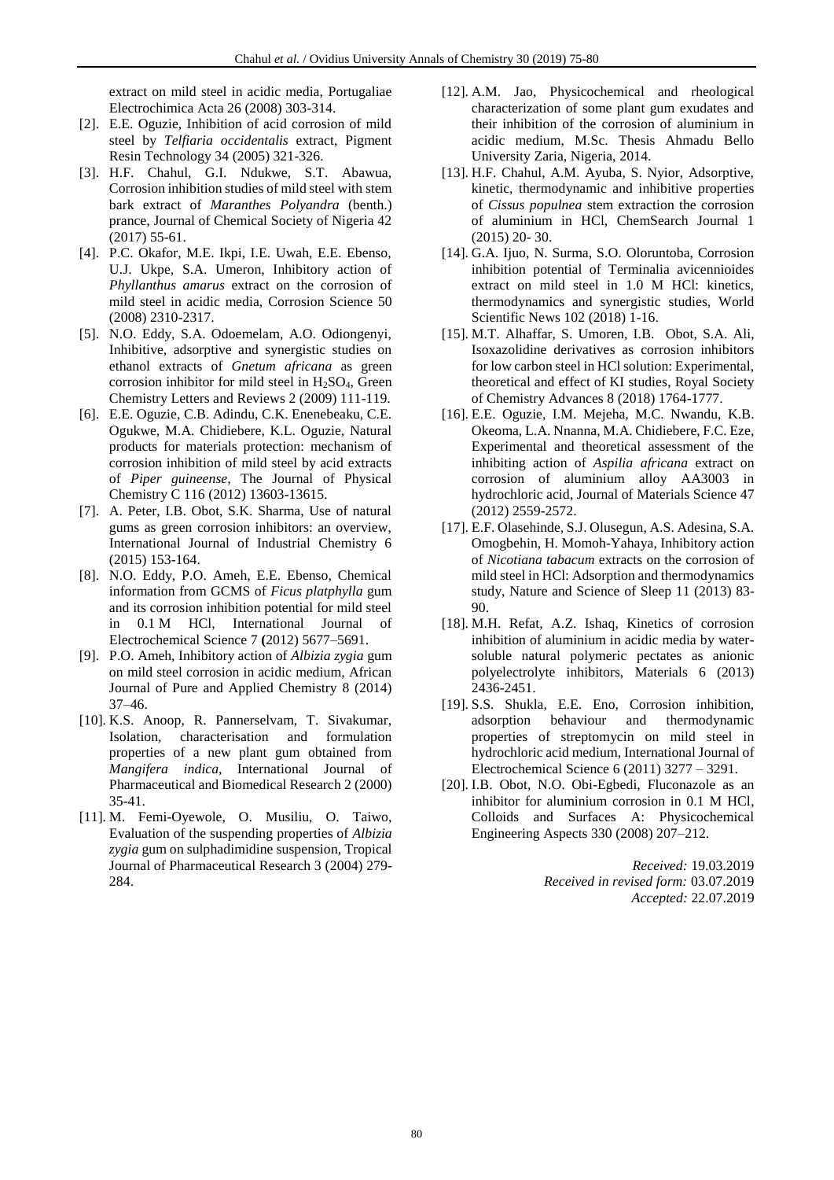extract on mild steel in acidic media, Portugaliae Electrochimica Acta 26 (2008) 303-314.

[2]. E.E. Oguzie, Inhibition of acid corrosion of mild steel by *Telfiaria occidentalis* extract, Pigment Resin Technology 34 (2005) 321-326.

[3]. H.F. Chahul, G.I. Ndukwe, S.T. Abawua, Corrosion inhibition studies of mild steel with stem bark extract of *Maranthes Polyandra* (benth.) prance, Journal of Chemical Society of Nigeria 42 (2017) 55-61.

[4]. P.C. Okafor, M.E. Ikpi, I.E. Uwah, E.E. Ebenso, U.J. Ukpe, S.A. Umeron, Inhibitory action of *Phyllanthus amarus* extract on the corrosion of mild steel in acidic media, Corrosion Science 50 (2008) 2310-2317.

[5]. N.O. Eddy, S.A. Odoemelam, A.O. Odiongenyi, Inhibitive, adsorptive and synergistic studies on ethanol extracts of *Gnetum africana* as green corrosion inhibitor for mild steel in $H_2SO_4$, Green Chemistry Letters and Reviews 2 (2009) 111-119.

[6]. E.E. Oguzie, C.B. Adindu, C.K. Enenebeaku, C.E. Ogukwe, M.A. Chidiebere, K.L. Oguzie, Natural products for materials protection: mechanism of corrosion inhibition of mild steel by acid extracts of *Piper guineense*, The Journal of Physical Chemistry C 116 (2012) 13603-13615.

[7]. A. Peter, I.B. Obot, S.K. Sharma, Use of natural gums as green corrosion inhibitors: an overview, International Journal of Industrial Chemistry 6 (2015) 153-164.

[8]. N.O. Eddy, P.O. Ameh, E.E. Ebenso, Chemical information from GCMS of *Ficus platphylla* gum and its corrosion inhibition potential for mild steel in 0.1 M HCl, International Journal of Electrochemical Science 7 (2012) 5677–5691.

[9]. P.O. Ameh, Inhibitory action of *Albizia zygia* gum on mild steel corrosion in acidic medium, African Journal of Pure and Applied Chemistry 8 (2014) 37–46.

[10]. K.S. Anoop, R. Pannerselvam, T. Sivakumar, Isolation, characterisation and formulation properties of a new plant gum obtained from *Mangifera indica*, International Journal of Pharmaceutical and Biomedical Research 2 (2000) 35-41.

[11]. M. Femi-Oyewole, O. Musiliu, O. Taiwo, Evaluation of the suspending properties of *Albizia zygia* gum on sulphadimidine suspension, Tropical Journal of Pharmaceutical Research 3 (2004) 279-284.

[12]. A.M. Jao, Physicochemical and rheological characterization of some plant gum exudates and their inhibition of the corrosion of aluminium in acidic medium, M.Sc. Thesis Ahmadu Bello University Zaria, Nigeria, 2014.

[13]. H.F. Chahul, A.M. Ayuba, S. Nyior, Adsorptive, kinetic, thermodynamic and inhibitive properties of *Cissus populnea* stem extraction the corrosion of aluminium in HCl, ChemSearch Journal 1 (2015) 20- 30.

[14]. G.A. Ijuo, N. Surma, S.O. Oloruntoba, Corrosion inhibition potential of Terminalia avicennioides extract on mild steel in 1.0 M HCl: kinetics, thermodynamics and synergistic studies, World Scientific News 102 (2018) 1-16.

[15]. M.T. Alhaffar, S. Umoren, I.B. Obot, S.A. Ali, Isoxazolidine derivatives as corrosion inhibitors for low carbon steel in HCl solution: Experimental, theoretical and effect of KI studies, Royal Society of Chemistry Advances 8 (2018) 1764-1777.

[16]. E.E. Oguzie, I.M. Mejeha, M.C. Nwandu, K.B. Okeoma, L.A. Nnanna, M.A. Chidiebere, F.C. Eze, Experimental and theoretical assessment of the inhibiting action of *Aspilia africana* extract on corrosion of aluminium alloy AA3003 in hydrochloric acid, Journal of Materials Science 47 (2012) 2559-2572.

[17]. E.F. Olasehinde, S.J. Olusegun, A.S. Adesina, S.A. Omogbehin, H. Momoh-Yahaya, Inhibitory action of *Nicotiana tabacum* extracts on the corrosion of mild steel in HCl: Adsorption and thermodynamics study, Nature and Science of Sleep 11 (2013) 83-90.

[18]. M.H. Refat, A.Z. Ishaq, Kinetics of corrosion inhibition of aluminium in acidic media by water-soluble natural polymeric pectates as anionic polyelectrolyte inhibitors, Materials 6 (2013) 2436-2451.

[19]. S.S. Shukla, E.E. Eno, Corrosion inhibition, adsorption behaviour and thermodynamic properties of streptomycin on mild steel in hydrochloric acid medium, International Journal of Electrochemical Science 6 (2011) 3277 – 3291.

[20]. I.B. Obot, N.O. Obi-Egbedi, Fluconazole as an inhibitor for aluminium corrosion in 0.1 M HCl, Colloids and Surfaces A: Physicochemical Engineering Aspects 330 (2008) 207–212.

*Received:* 19.03.2019
*Received in revised form:* 03.07.2019
*Accepted:* 22.07.2019